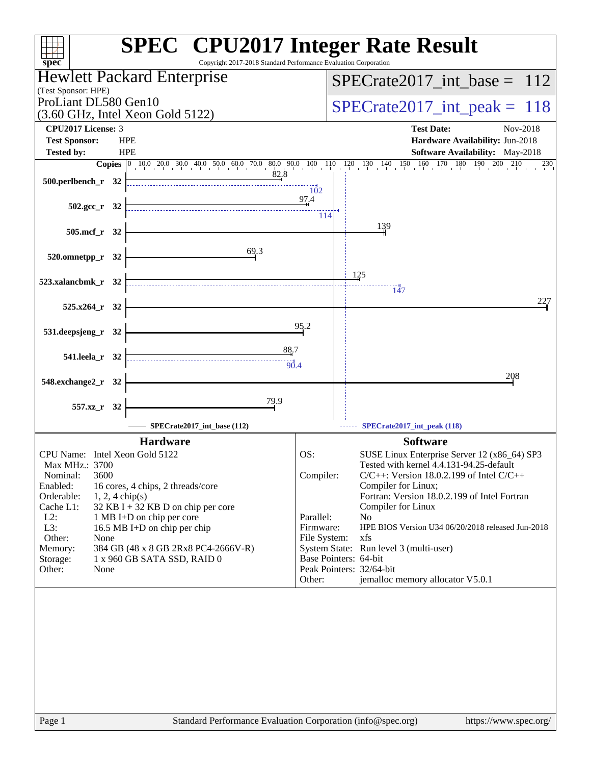# SPEC CPU2017 Integer Rate Result

Copyright 2017-2018 Standard Performance Evaluation Corporation

**Hewlett Packard Enterprise**
(Test Sponsor: HPE)
ProLiant DL580 Gen10
(3.60 GHz, Intel Xeon Gold 5122)

SPECrate2017_int_base = 112

SPECrate2017_int_peak = 118

| | | | |
|---|---|---|---|
| **CPU2017 License:** | 3 | **Test Date:** | Nov-2018 |
| **Test Sponsor:** | HPE | **Hardware Availability:** | Jun-2018 |
| **Tested by:** | HPE | **Software Availability:** | May-2018 |

| Benchmark | Copies | Base | Peak |
|---|---|---|---|
| 500.perlbench_r | 32 | 82.8 | 102 |
| 502.gcc_r | 32 | 97.4 | 114 |
| 505.mcf_r | 32 | 139 | |
| 520.omnetpp_r | 32 | 69.3 | |
| 523.xalancbmk_r | 32 | 125 | 147 |
| 525.x264_r | 32 | 227 | |
| 531.deepsjeng_r | 32 | 95.2 | |
| 541.leela_r | 32 | 88.7 | 90.4 |
| 548.exchange2_r | 32 | 208 | |
| 557.xz_r | 32 | 79.9 | |

SPECrate2017_int_base (112) — SPECrate2017_int_peak (118)

## Hardware

| | |
|---|---|
| CPU Name: | Intel Xeon Gold 5122 |
| Max MHz.: | 3700 |
| Nominal: | 3600 |
| Enabled: | 16 cores, 4 chips, 2 threads/core |
| Orderable: | 1, 2, 4 chip(s) |
| Cache L1: | 32 KB I + 32 KB D on chip per core |
| L2: | 1 MB I+D on chip per core |
| L3: | 16.5 MB I+D on chip per chip |
| Other: | None |
| Memory: | 384 GB (48 x 8 GB 2Rx8 PC4-2666V-R) |
| Storage: | 1 x 960 GB SATA SSD, RAID 0 |
| Other: | None |

## Software

| | |
|---|---|
| OS: | SUSE Linux Enterprise Server 12 (x86_64) SP3<br>Tested with kernel 4.4.131-94.25-default |
| Compiler: | C/C++: Version 18.0.2.199 of Intel C/C++ Compiler for Linux;<br>Fortran: Version 18.0.2.199 of Intel Fortran Compiler for Linux |
| Parallel: | No |
| Firmware: | HPE BIOS Version U34 06/20/2018 released Jun-2018 |
| File System: | xfs |
| System State: | Run level 3 (multi-user) |
| Base Pointers: | 64-bit |
| Peak Pointers: | 32/64-bit |
| Other: | jemalloc memory allocator V5.0.1 |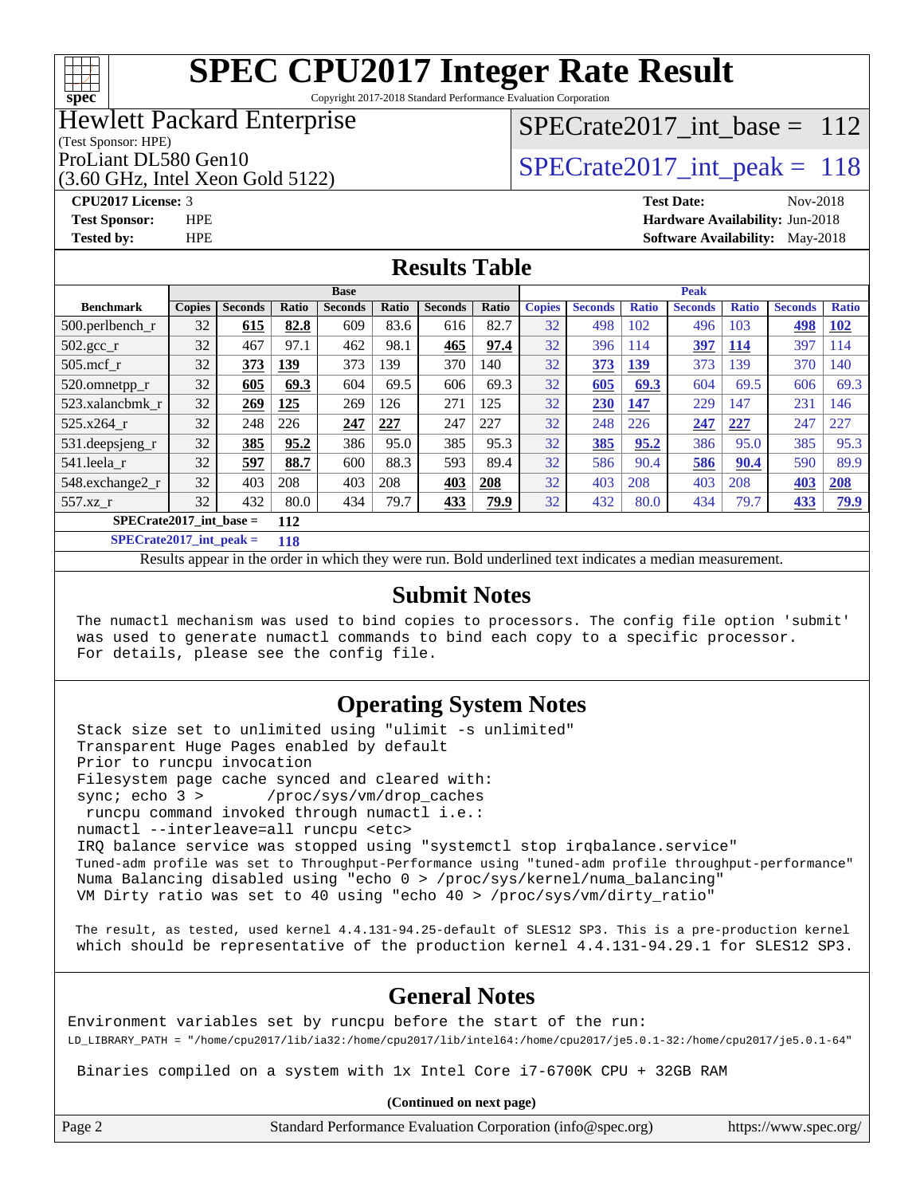# SPEC CPU2017 Integer Rate Result

Copyright 2017-2018 Standard Performance Evaluation Corporation

**Hewlett Packard Enterprise**
(Test Sponsor: HPE)
ProLiant DL580 Gen10
(3.60 GHz, Intel Xeon Gold 5122)

**SPECrate2017_int_base = 112**
**SPECrate2017_int_peak = 118**

**CPU2017 License:** 3
**Test Sponsor:** HPE
**Tested by:** HPE

**Test Date:** Nov-2018
**Hardware Availability:** Jun-2018
**Software Availability:** May-2018

## Results Table

| Benchmark | Base | | | | | | | Peak | | | | | | |
|---|---|---|---|---|---|---|---|---|---|---|---|---|---|---|
| | Copies | Seconds | Ratio | Seconds | Ratio | Seconds | Ratio | Copies | Seconds | Ratio | Seconds | Ratio | Seconds | Ratio |
| 500.perlbench_r | 32 | **615** | **82.8** | 609 | 83.6 | 616 | 82.7 | 32 | 498 | 102 | 496 | 103 | **498** | **102** |
| 502.gcc_r | 32 | 467 | 97.1 | 462 | 98.1 | **465** | **97.4** | 32 | 396 | 114 | **397** | **114** | 397 | 114 |
| 505.mcf_r | 32 | **373** | **139** | 373 | 139 | 370 | 140 | 32 | **373** | **139** | 373 | 139 | 370 | 140 |
| 520.omnetpp_r | 32 | **605** | **69.3** | 604 | 69.5 | 606 | 69.3 | 32 | **605** | **69.3** | 604 | 69.5 | 606 | 69.3 |
| 523.xalancbmk_r | 32 | **269** | **125** | 269 | 126 | 271 | 125 | 32 | **230** | **147** | 229 | 147 | 231 | 146 |
| 525.x264_r | 32 | 248 | 226 | **247** | **227** | 247 | 227 | 32 | 248 | 226 | **247** | **227** | 247 | 227 |
| 531.deepsjeng_r | 32 | **385** | **95.2** | 386 | 95.0 | 385 | 95.3 | 32 | **385** | **95.2** | 386 | 95.0 | 385 | 95.3 |
| 541.leela_r | 32 | **597** | **88.7** | 600 | 88.3 | 593 | 89.4 | 32 | 586 | 90.4 | **586** | **90.4** | 590 | 89.9 |
| 548.exchange2_r | 32 | 403 | 208 | 403 | 208 | **403** | **208** | 32 | 403 | 208 | 403 | 208 | **403** | **208** |
| 557.xz_r | 32 | 432 | 80.0 | 434 | 79.7 | **433** | **79.9** | 32 | 432 | 80.0 | 434 | 79.7 | **433** | **79.9** |

**SPECrate2017_int_base = 112**

**SPECrate2017_int_peak = 118**

Results appear in the order in which they were run. Bold underlined text indicates a median measurement.

## Submit Notes

```
The numactl mechanism was used to bind copies to processors. The config file option 'submit'
was used to generate numactl commands to bind each copy to a specific processor.
For details, please see the config file.
```

## Operating System Notes

```
Stack size set to unlimited using "ulimit -s unlimited"
Transparent Huge Pages enabled by default
Prior to runcpu invocation
Filesystem page cache synced and cleared with:
sync; echo 3 >       /proc/sys/vm/drop_caches
 runcpu command invoked through numactl i.e.:
numactl --interleave=all runcpu <etc>
IRQ balance service was stopped using "systemctl stop irqbalance.service"
Tuned-adm profile was set to Throughput-Performance using "tuned-adm profile throughput-performance"
Numa Balancing disabled using "echo 0 > /proc/sys/kernel/numa_balancing"
VM Dirty ratio was set to 40 using "echo 40 > /proc/sys/vm/dirty_ratio"

The result, as tested, used kernel 4.4.131-94.25-default of SLES12 SP3. This is a pre-production kernel
which should be representative of the production kernel 4.4.131-94.29.1 for SLES12 SP3.
```

## General Notes

```
Environment variables set by runcpu before the start of the run:
LD_LIBRARY_PATH = "/home/cpu2017/lib/ia32:/home/cpu2017/lib/intel64:/home/cpu2017/je5.0.1-32:/home/cpu2017/je5.0.1-64"

 Binaries compiled on a system with 1x Intel Core i7-6700K CPU + 32GB RAM
```

**(Continued on next page)**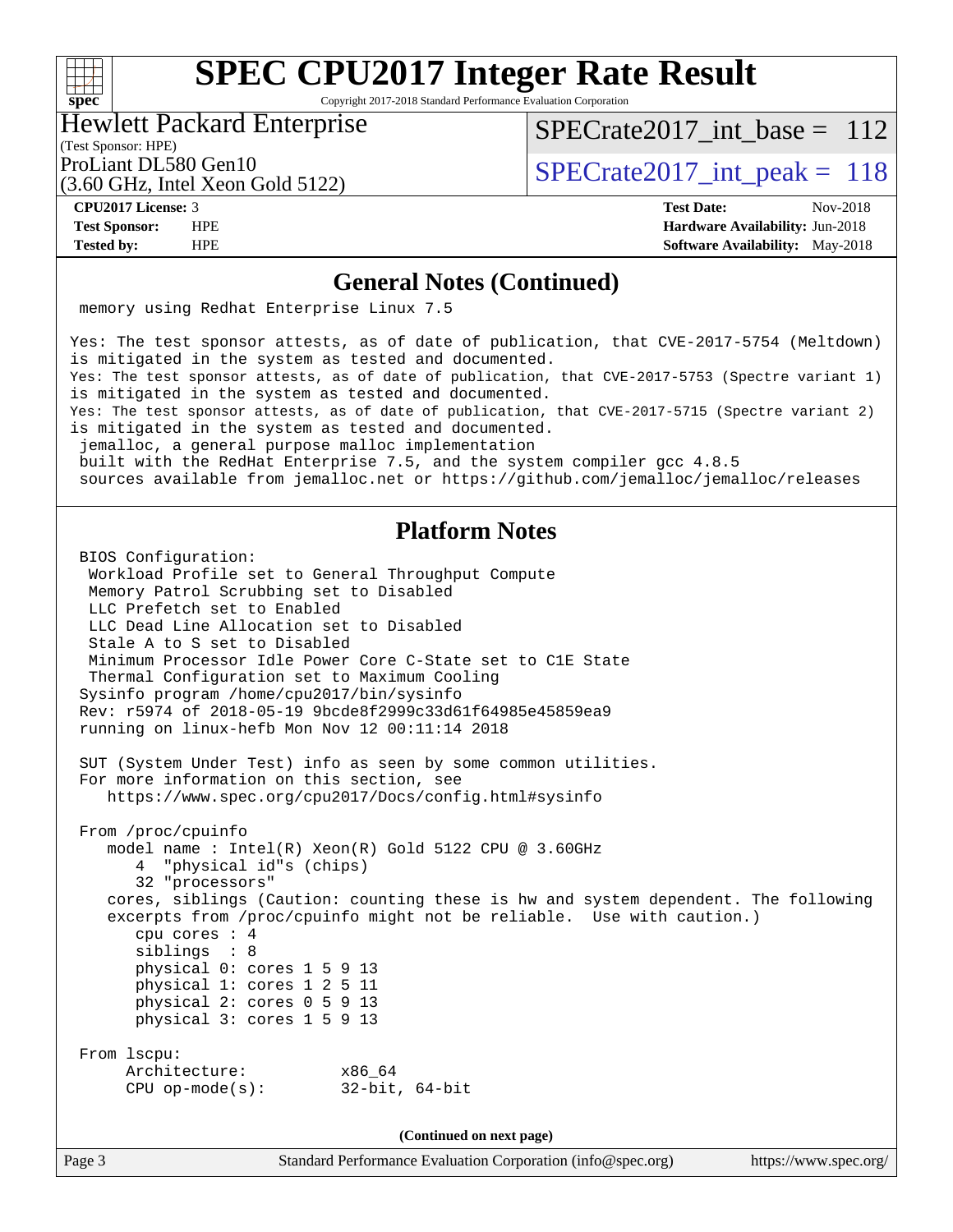## General Notes (Continued)

```
memory using Redhat Enterprise Linux 7.5

Yes: The test sponsor attests, as of date of publication, that CVE-2017-5754 (Meltdown)
is mitigated in the system as tested and documented.
Yes: The test sponsor attests, as of date of publication, that CVE-2017-5753 (Spectre variant 1)
is mitigated in the system as tested and documented.
Yes: The test sponsor attests, as of date of publication, that CVE-2017-5715 (Spectre variant 2)
is mitigated in the system as tested and documented.
 jemalloc, a general purpose malloc implementation
 built with the RedHat Enterprise 7.5, and the system compiler gcc 4.8.5
 sources available from jemalloc.net or https://github.com/jemalloc/jemalloc/releases
```

## Platform Notes

```
BIOS Configuration:
 Workload Profile set to General Throughput Compute
 Memory Patrol Scrubbing set to Disabled
 LLC Prefetch set to Enabled
 LLC Dead Line Allocation set to Disabled
 Stale A to S set to Disabled
 Minimum Processor Idle Power Core C-State set to C1E State
 Thermal Configuration set to Maximum Cooling
Sysinfo program /home/cpu2017/bin/sysinfo
Rev: r5974 of 2018-05-19 9bcde8f2999c33d61f64985e45859ea9
running on linux-hefb Mon Nov 12 00:11:14 2018

SUT (System Under Test) info as seen by some common utilities.
For more information on this section, see
   https://www.spec.org/cpu2017/Docs/config.html#sysinfo

From /proc/cpuinfo
   model name : Intel(R) Xeon(R) Gold 5122 CPU @ 3.60GHz
      4  "physical id"s (chips)
      32 "processors"
   cores, siblings (Caution: counting these is hw and system dependent. The following
   excerpts from /proc/cpuinfo might not be reliable.  Use with caution.)
      cpu cores : 4
      siblings  : 8
      physical 0: cores 1 5 9 13
      physical 1: cores 1 2 5 11
      physical 2: cores 0 5 9 13
      physical 3: cores 1 5 9 13

From lscpu:
     Architecture:          x86_64
     CPU op-mode(s):        32-bit, 64-bit
```

(Continued on next page)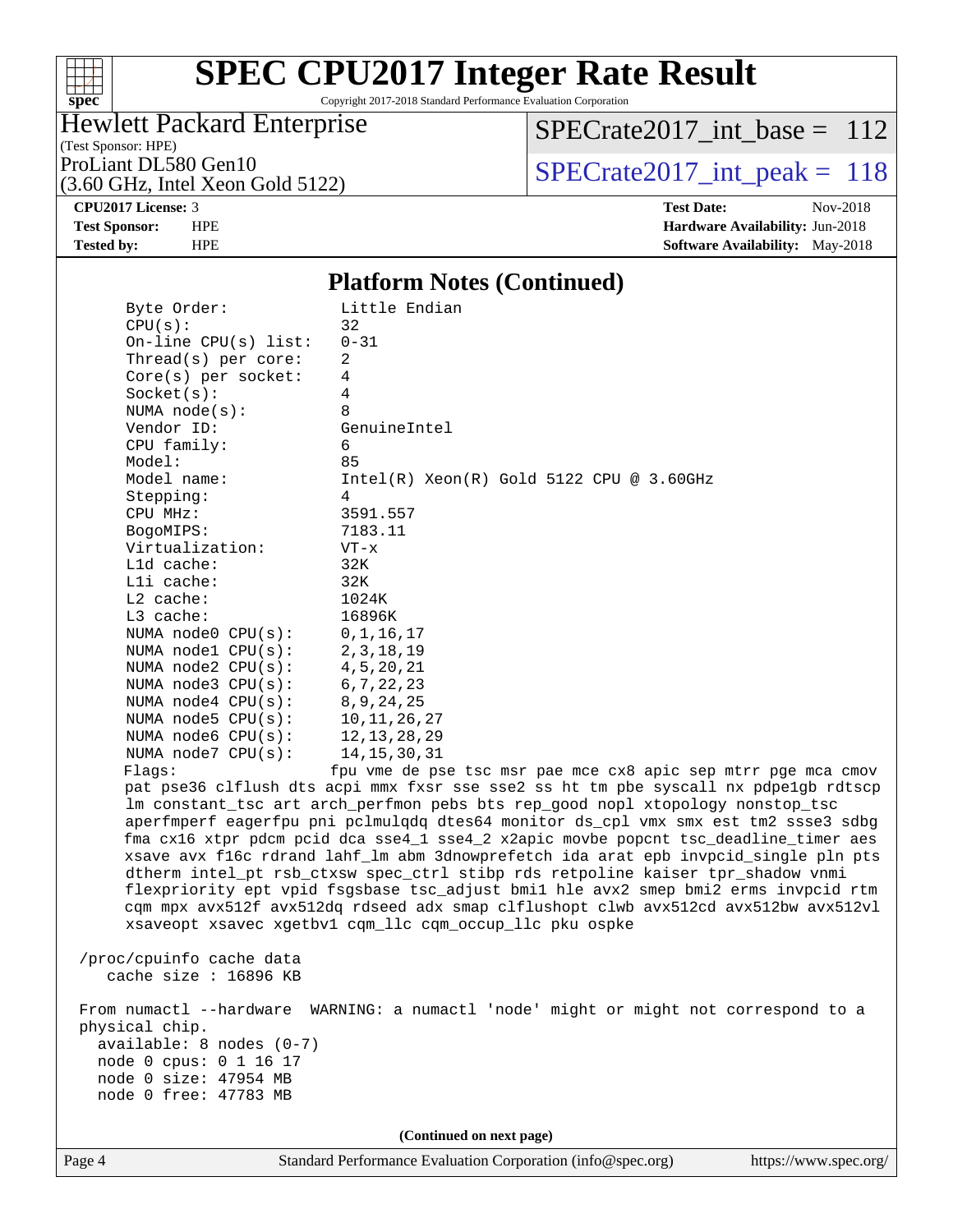## Platform Notes (Continued)

```
     Byte Order:             Little Endian
     CPU(s):                 32
     On-line CPU(s) list:    0-31
     Thread(s) per core:     2
     Core(s) per socket:     4
     Socket(s):              4
     NUMA node(s):           8
     Vendor ID:              GenuineIntel
     CPU family:             6
     Model:                  85
     Model name:             Intel(R) Xeon(R) Gold 5122 CPU @ 3.60GHz
     Stepping:               4
     CPU MHz:                3591.557
     BogoMIPS:               7183.11
     Virtualization:         VT-x
     L1d cache:              32K
     L1i cache:              32K
     L2 cache:               1024K
     L3 cache:               16896K
     NUMA node0 CPU(s):      0,1,16,17
     NUMA node1 CPU(s):      2,3,18,19
     NUMA node2 CPU(s):      4,5,20,21
     NUMA node3 CPU(s):      6,7,22,23
     NUMA node4 CPU(s):      8,9,24,25
     NUMA node5 CPU(s):      10,11,26,27
     NUMA node6 CPU(s):      12,13,28,29
     NUMA node7 CPU(s):      14,15,30,31
     Flags:                 fpu vme de pse tsc msr pae mce cx8 apic sep mtrr pge mca cmov
     pat pse36 clflush dts acpi mmx fxsr sse sse2 ss ht tm pbe syscall nx pdpe1gb rdtscp
     lm constant_tsc art arch_perfmon pebs bts rep_good nopl xtopology nonstop_tsc
     aperfmperf eagerfpu pni pclmulqdq dtes64 monitor ds_cpl vmx smx est tm2 ssse3 sdbg
     fma cx16 xtpr pdcm pcid dca sse4_1 sse4_2 x2apic movbe popcnt tsc_deadline_timer aes
     xsave avx f16c rdrand lahf_lm abm 3dnowprefetch ida arat epb invpcid_single pln pts
     dtherm intel_pt rsb_ctxsw spec_ctrl stibp rds retpoline kaiser tpr_shadow vnmi
     flexpriority ept vpid fsgsbase tsc_adjust bmi1 hle avx2 smep bmi2 erms invpcid rtm
     cqm mpx avx512f avx512dq rdseed adx smap clflushopt clwb avx512cd avx512bw avx512vl
     xsaveopt xsavec xgetbv1 cqm_llc cqm_occup_llc pku ospke

 /proc/cpuinfo cache data
    cache size : 16896 KB

 From numactl --hardware  WARNING: a numactl 'node' might or might not correspond to a
 physical chip.
   available: 8 nodes (0-7)
   node 0 cpus: 0 1 16 17
   node 0 size: 47954 MB
   node 0 free: 47783 MB
```

(Continued on next page)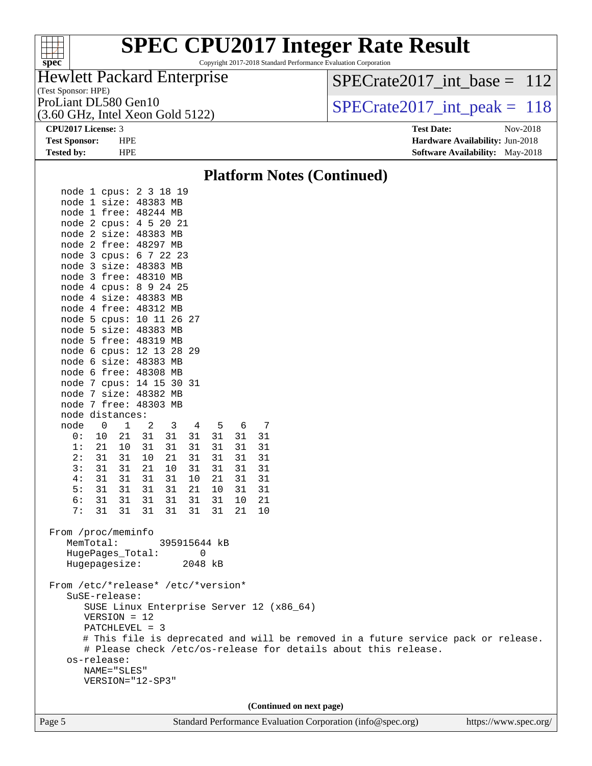# SPEC CPU2017 Integer Rate Result

Copyright 2017-2018 Standard Performance Evaluation Corporation

Hewlett Packard Enterprise
(Test Sponsor: HPE)
ProLiant DL580 Gen10
(3.60 GHz, Intel Xeon Gold 5122)

SPECrate2017_int_base = 112

SPECrate2017_int_peak = 118

**CPU2017 License:** 3
**Test Sponsor:** HPE
**Tested by:** HPE

**Test Date:** Nov-2018
**Hardware Availability:** Jun-2018
**Software Availability:** May-2018

## Platform Notes (Continued)

```
    node 1 cpus: 2 3 18 19
    node 1 size: 48383 MB
    node 1 free: 48244 MB
    node 2 cpus: 4 5 20 21
    node 2 size: 48383 MB
    node 2 free: 48297 MB
    node 3 cpus: 6 7 22 23
    node 3 size: 48383 MB
    node 3 free: 48310 MB
    node 4 cpus: 8 9 24 25
    node 4 size: 48383 MB
    node 4 free: 48312 MB
    node 5 cpus: 10 11 26 27
    node 5 size: 48383 MB
    node 5 free: 48319 MB
    node 6 cpus: 12 13 28 29
    node 6 size: 48383 MB
    node 6 free: 48308 MB
    node 7 cpus: 14 15 30 31
    node 7 size: 48382 MB
    node 7 free: 48303 MB
    node distances:
    node   0   1   2   3   4   5   6   7
      0:  10  21  31  31  31  31  31  31
      1:  21  10  31  31  31  31  31  31
      2:  31  31  10  21  31  31  31  31
      3:  31  31  21  10  31  31  31  31
      4:  31  31  31  31  10  21  31  31
      5:  31  31  31  31  21  10  31  31
      6:  31  31  31  31  31  31  10  21
      7:  31  31  31  31  31  31  21  10

 From /proc/meminfo
    MemTotal:       395915644 kB
    HugePages_Total:       0
    Hugepagesize:       2048 kB

 From /etc/*release* /etc/*version*
    SuSE-release:
       SUSE Linux Enterprise Server 12 (x86_64)
       VERSION = 12
       PATCHLEVEL = 3
       # This file is deprecated and will be removed in a future service pack or release.
       # Please check /etc/os-release for details about this release.
    os-release:
       NAME="SLES"
       VERSION="12-SP3"
```

(Continued on next page)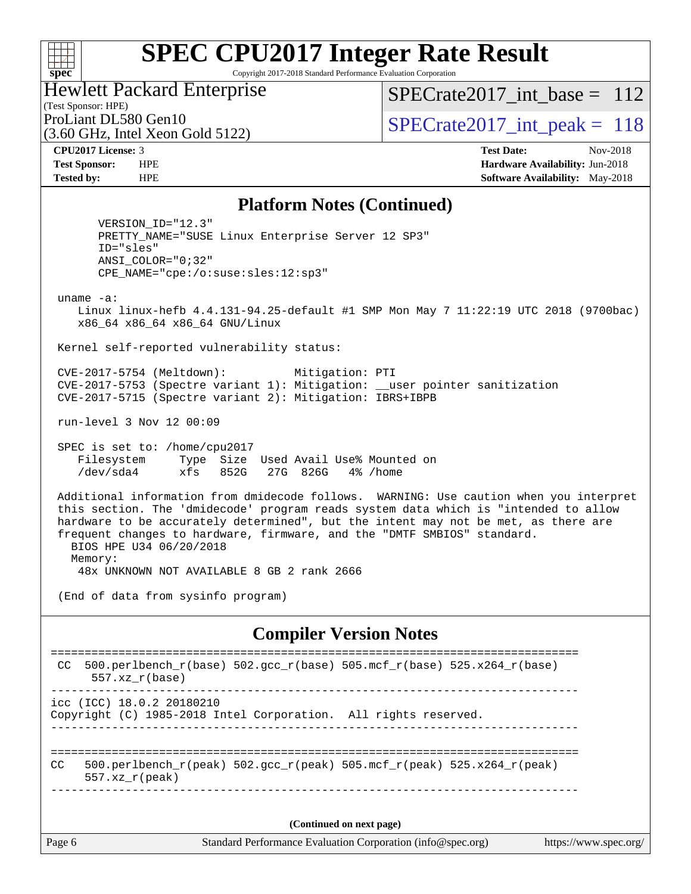# SPEC CPU2017 Integer Rate Result

Copyright 2017-2018 Standard Performance Evaluation Corporation

**Hewlett Packard Enterprise**
(Test Sponsor: HPE)
ProLiant DL580 Gen10
(3.60 GHz, Intel Xeon Gold 5122)

SPECrate2017_int_base = 112
SPECrate2017_int_peak = 118

**CPU2017 License:** 3
**Test Sponsor:** HPE
**Tested by:** HPE

**Test Date:** Nov-2018
**Hardware Availability:** Jun-2018
**Software Availability:** May-2018

## Platform Notes (Continued)

```
      VERSION_ID="12.3"
      PRETTY_NAME="SUSE Linux Enterprise Server 12 SP3"
      ID="sles"
      ANSI_COLOR="0;32"
      CPE_NAME="cpe:/o:suse:sles:12:sp3"

 uname -a:
    Linux linux-hefb 4.4.131-94.25-default #1 SMP Mon May 7 11:22:19 UTC 2018 (9700bac)
    x86_64 x86_64 x86_64 GNU/Linux

 Kernel self-reported vulnerability status:

 CVE-2017-5754 (Meltdown):          Mitigation: PTI
 CVE-2017-5753 (Spectre variant 1): Mitigation: __user pointer sanitization
 CVE-2017-5715 (Spectre variant 2): Mitigation: IBRS+IBPB

 run-level 3 Nov 12 00:09

 SPEC is set to: /home/cpu2017
    Filesystem     Type  Size  Used Avail Use% Mounted on
    /dev/sda4      xfs   852G   27G  826G   4% /home

 Additional information from dmidecode follows.  WARNING: Use caution when you interpret
 this section. The 'dmidecode' program reads system data which is "intended to allow
 hardware to be accurately determined", but the intent may not be met, as there are
 frequent changes to hardware, firmware, and the "DMTF SMBIOS" standard.
   BIOS HPE U34 06/20/2018
   Memory:
    48x UNKNOWN NOT AVAILABLE 8 GB 2 rank 2666

 (End of data from sysinfo program)
```

## Compiler Version Notes

```
==============================================================================
 CC  500.perlbench_r(base) 502.gcc_r(base) 505.mcf_r(base) 525.x264_r(base)
      557.xz_r(base)
------------------------------------------------------------------------------
icc (ICC) 18.0.2 20180210
Copyright (C) 1985-2018 Intel Corporation.  All rights reserved.
------------------------------------------------------------------------------

==============================================================================
CC   500.perlbench_r(peak) 502.gcc_r(peak) 505.mcf_r(peak) 525.x264_r(peak)
      557.xz_r(peak)
------------------------------------------------------------------------------
```

(Continued on next page)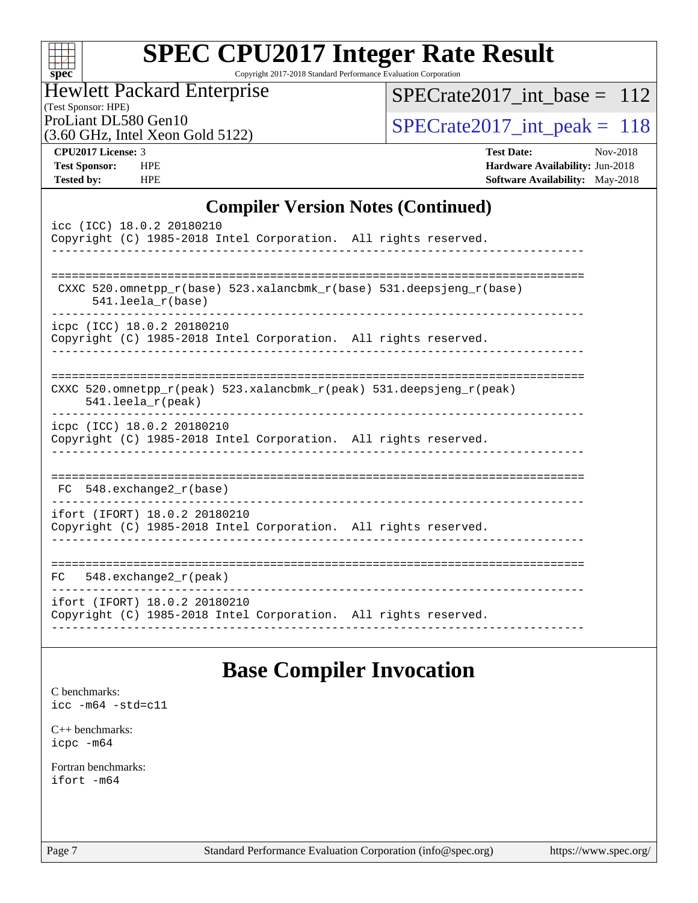## Compiler Version Notes (Continued)

```
icc (ICC) 18.0.2 20180210
Copyright (C) 1985-2018 Intel Corporation.  All rights reserved.
------------------------------------------------------------------------------

==============================================================================
 CXXC 520.omnetpp_r(base) 523.xalancbmk_r(base) 531.deepsjeng_r(base)
      541.leela_r(base)
------------------------------------------------------------------------------
icpc (ICC) 18.0.2 20180210
Copyright (C) 1985-2018 Intel Corporation.  All rights reserved.
------------------------------------------------------------------------------

==============================================================================
CXXC 520.omnetpp_r(peak) 523.xalancbmk_r(peak) 531.deepsjeng_r(peak)
     541.leela_r(peak)
------------------------------------------------------------------------------
icpc (ICC) 18.0.2 20180210
Copyright (C) 1985-2018 Intel Corporation.  All rights reserved.
------------------------------------------------------------------------------

==============================================================================
 FC  548.exchange2_r(base)
------------------------------------------------------------------------------
ifort (IFORT) 18.0.2 20180210
Copyright (C) 1985-2018 Intel Corporation.  All rights reserved.
------------------------------------------------------------------------------

==============================================================================
FC   548.exchange2_r(peak)
------------------------------------------------------------------------------
ifort (IFORT) 18.0.2 20180210
Copyright (C) 1985-2018 Intel Corporation.  All rights reserved.
------------------------------------------------------------------------------
```

## Base Compiler Invocation

C benchmarks:
`icc -m64 -std=c11`

C++ benchmarks:
`icpc -m64`

Fortran benchmarks:
`ifort -m64`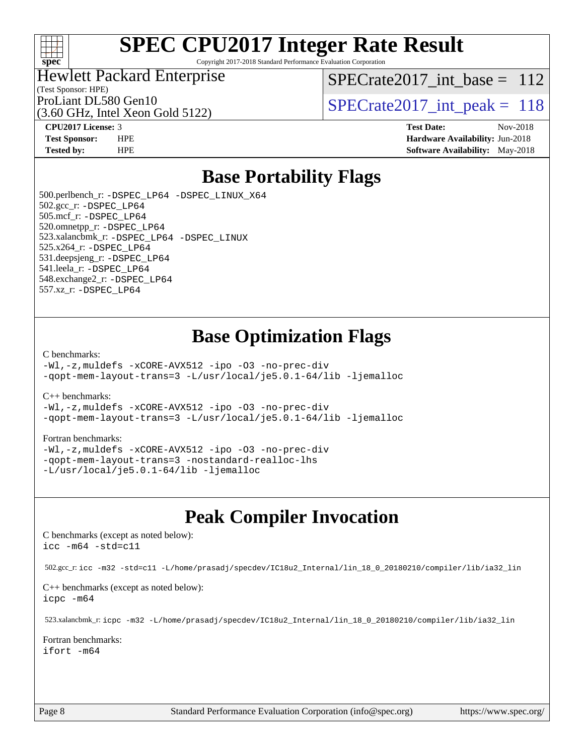# SPEC CPU2017 Integer Rate Result

Copyright 2017-2018 Standard Performance Evaluation Corporation

Hewlett Packard Enterprise
(Test Sponsor: HPE)
ProLiant DL580 Gen10
(3.60 GHz, Intel Xeon Gold 5122)

SPECrate2017_int_base = 112

SPECrate2017_int_peak = 118

**CPU2017 License:** 3
**Test Sponsor:** HPE
**Tested by:** HPE

**Test Date:** Nov-2018
**Hardware Availability:** Jun-2018
**Software Availability:** May-2018

## Base Portability Flags

500.perlbench_r: -DSPEC_LP64 -DSPEC_LINUX_X64
502.gcc_r: -DSPEC_LP64
505.mcf_r: -DSPEC_LP64
520.omnetpp_r: -DSPEC_LP64
523.xalancbmk_r: -DSPEC_LP64 -DSPEC_LINUX
525.x264_r: -DSPEC_LP64
531.deepsjeng_r: -DSPEC_LP64
541.leela_r: -DSPEC_LP64
548.exchange2_r: -DSPEC_LP64
557.xz_r: -DSPEC_LP64

## Base Optimization Flags

C benchmarks:
```
-Wl,-z,muldefs -xCORE-AVX512 -ipo -O3 -no-prec-div
-qopt-mem-layout-trans=3 -L/usr/local/je5.0.1-64/lib -ljemalloc
```

C++ benchmarks:
```
-Wl,-z,muldefs -xCORE-AVX512 -ipo -O3 -no-prec-div
-qopt-mem-layout-trans=3 -L/usr/local/je5.0.1-64/lib -ljemalloc
```

Fortran benchmarks:
```
-Wl,-z,muldefs -xCORE-AVX512 -ipo -O3 -no-prec-div
-qopt-mem-layout-trans=3 -nostandard-realloc-lhs
-L/usr/local/je5.0.1-64/lib -ljemalloc
```

## Peak Compiler Invocation

C benchmarks (except as noted below):
```
icc -m64 -std=c11
```

502.gcc_r: icc -m32 -std=c11 -L/home/prasadj/specdev/IC18u2_Internal/lin_18_0_20180210/compiler/lib/ia32_lin

C++ benchmarks (except as noted below):
```
icpc -m64
```

523.xalancbmk_r: icpc -m32 -L/home/prasadj/specdev/IC18u2_Internal/lin_18_0_20180210/compiler/lib/ia32_lin

Fortran benchmarks:
```
ifort -m64
```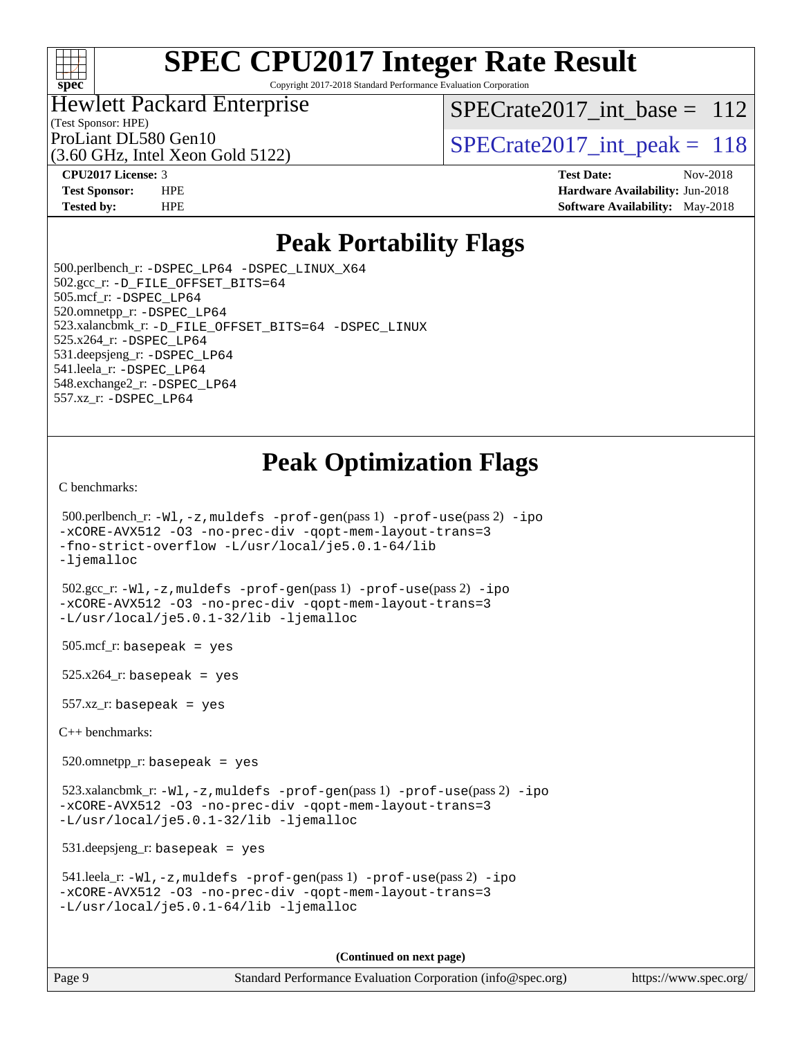# Peak Portability Flags

500.perlbench_r: -DSPEC_LP64 -DSPEC_LINUX_X64
502.gcc_r: -D_FILE_OFFSET_BITS=64
505.mcf_r: -DSPEC_LP64
520.omnetpp_r: -DSPEC_LP64
523.xalancbmk_r: -D_FILE_OFFSET_BITS=64 -DSPEC_LINUX
525.x264_r: -DSPEC_LP64
531.deepsjeng_r: -DSPEC_LP64
541.leela_r: -DSPEC_LP64
548.exchange2_r: -DSPEC_LP64
557.xz_r: -DSPEC_LP64

# Peak Optimization Flags

C benchmarks:

500.perlbench_r: -Wl,-z,muldefs -prof-gen(pass 1) -prof-use(pass 2) -ipo -xCORE-AVX512 -O3 -no-prec-div -qopt-mem-layout-trans=3 -fno-strict-overflow -L/usr/local/je5.0.1-64/lib -ljemalloc

502.gcc_r: -Wl,-z,muldefs -prof-gen(pass 1) -prof-use(pass 2) -ipo -xCORE-AVX512 -O3 -no-prec-div -qopt-mem-layout-trans=3 -L/usr/local/je5.0.1-32/lib -ljemalloc

505.mcf_r: basepeak = yes

525.x264_r: basepeak = yes

557.xz_r: basepeak = yes

C++ benchmarks:

520.omnetpp_r: basepeak = yes

523.xalancbmk_r: -Wl,-z,muldefs -prof-gen(pass 1) -prof-use(pass 2) -ipo -xCORE-AVX512 -O3 -no-prec-div -qopt-mem-layout-trans=3 -L/usr/local/je5.0.1-32/lib -ljemalloc

531.deepsjeng_r: basepeak = yes

541.leela_r: -Wl,-z,muldefs -prof-gen(pass 1) -prof-use(pass 2) -ipo -xCORE-AVX512 -O3 -no-prec-div -qopt-mem-layout-trans=3 -L/usr/local/je5.0.1-64/lib -ljemalloc

**(Continued on next page)**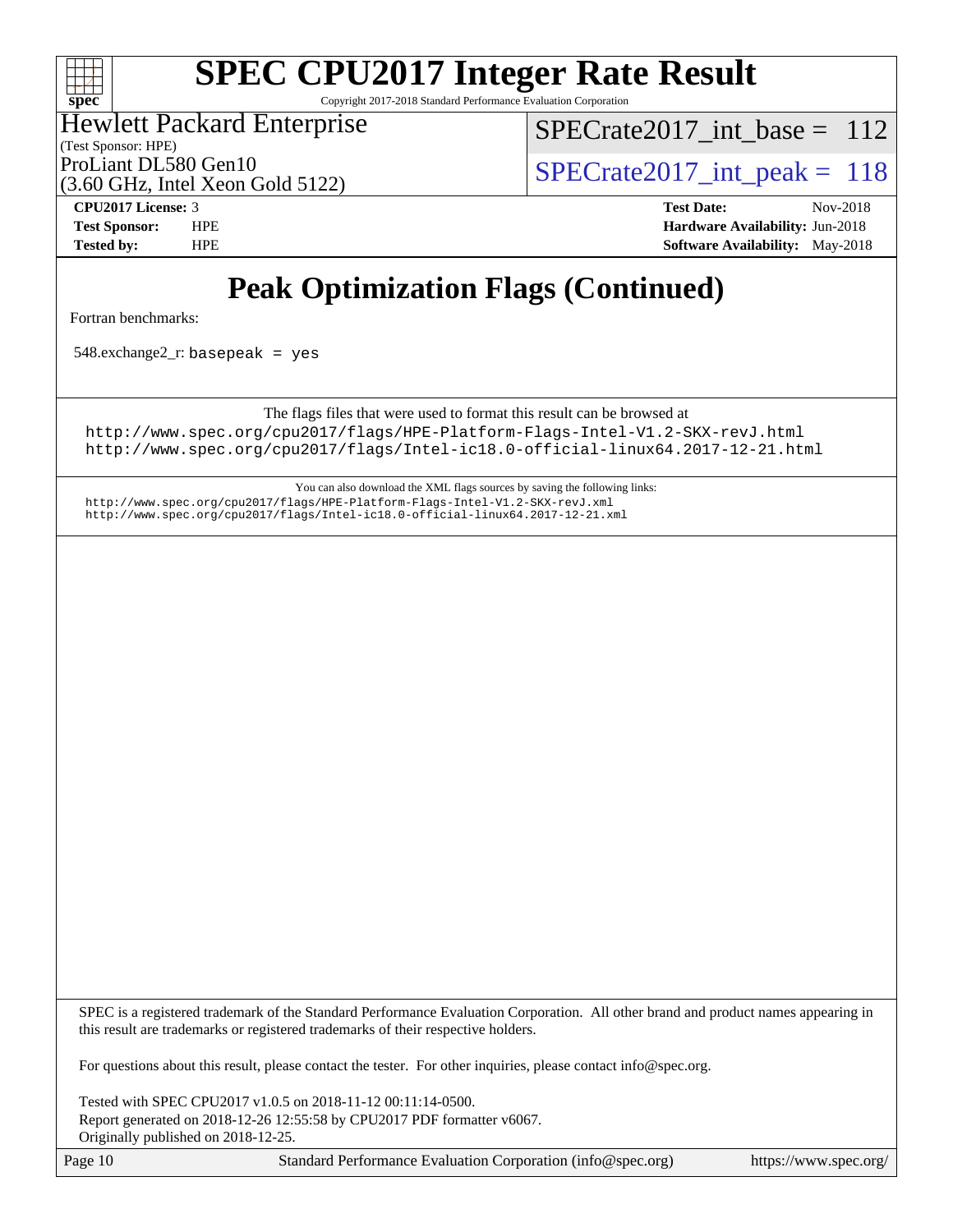# SPEC CPU2017 Integer Rate Result

Copyright 2017-2018 Standard Performance Evaluation Corporation

Hewlett Packard Enterprise
(Test Sponsor: HPE)
ProLiant DL580 Gen10
(3.60 GHz, Intel Xeon Gold 5122)

SPECrate2017_int_base = 112
SPECrate2017_int_peak = 118

**CPU2017 License:** 3
**Test Sponsor:** HPE
**Tested by:** HPE

**Test Date:** Nov-2018
**Hardware Availability:** Jun-2018
**Software Availability:** May-2018

## Peak Optimization Flags (Continued)

Fortran benchmarks:

548.exchange2_r: `basepeak = yes`

The flags files that were used to format this result can be browsed at

http://www.spec.org/cpu2017/flags/HPE-Platform-Flags-Intel-V1.2-SKX-revJ.html
http://www.spec.org/cpu2017/flags/Intel-ic18.0-official-linux64.2017-12-21.html

You can also download the XML flags sources by saving the following links:

http://www.spec.org/cpu2017/flags/HPE-Platform-Flags-Intel-V1.2-SKX-revJ.xml
http://www.spec.org/cpu2017/flags/Intel-ic18.0-official-linux64.2017-12-21.xml

SPEC is a registered trademark of the Standard Performance Evaluation Corporation. All other brand and product names appearing in this result are trademarks or registered trademarks of their respective holders.

For questions about this result, please contact the tester. For other inquiries, please contact info@spec.org.

Tested with SPEC CPU2017 v1.0.5 on 2018-11-12 00:11:14-0500.
Report generated on 2018-12-26 12:55:58 by CPU2017 PDF formatter v6067.
Originally published on 2018-12-25.